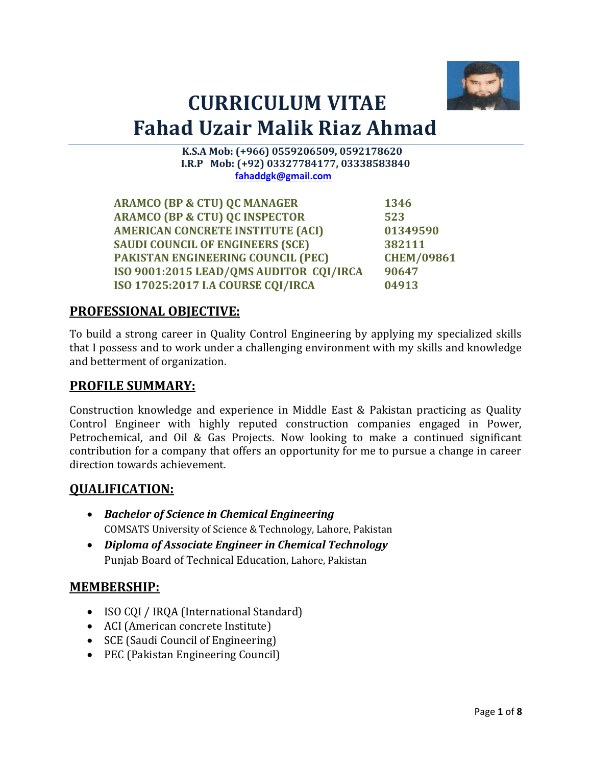# CURRICULUM VITAE
# Fahad Uzair Malik Riaz Ahmad

**K.S.A Mob: (+966) 0559206509, 0592178620**
**I.R.P Mob: (+92) 03327784177, 03338583840**
**fahaddgk@gmail.com**

| | |
|---|---|
| **ARAMCO (BP & CTU) QC MANAGER** | **1346** |
| **ARAMCO (BP & CTU) QC INSPECTOR** | **523** |
| **AMERICAN CONCRETE INSTITUTE (ACI)** | **01349590** |
| **SAUDI COUNCIL OF ENGINEERS (SCE)** | **382111** |
| **PAKISTAN ENGINEERING COUNCIL (PEC)** | **CHEM/09861** |
| **ISO 9001:2015 LEAD/QMS AUDITOR CQI/IRCA** | **90647** |
| **ISO 17025:2017 I.A COURSE CQI/IRCA** | **04913** |

## PROFESSIONAL OBJECTIVE:

To build a strong career in Quality Control Engineering by applying my specialized skills that I possess and to work under a challenging environment with my skills and knowledge and betterment of organization.

## PROFILE SUMMARY:

Construction knowledge and experience in Middle East & Pakistan practicing as Quality Control Engineer with highly reputed construction companies engaged in Power, Petrochemical, and Oil & Gas Projects. Now looking to make a continued significant contribution for a company that offers an opportunity for me to pursue a change in career direction towards achievement.

## QUALIFICATION:

- ***Bachelor of Science in Chemical Engineering***
  COMSATS University of Science & Technology, Lahore, Pakistan
- ***Diploma of Associate Engineer in Chemical Technology***
  Punjab Board of Technical Education, Lahore, Pakistan

## MEMBERSHIP:

- ISO CQI / IRQA (International Standard)
- ACI (American concrete Institute)
- SCE (Saudi Council of Engineering)
- PEC (Pakistan Engineering Council)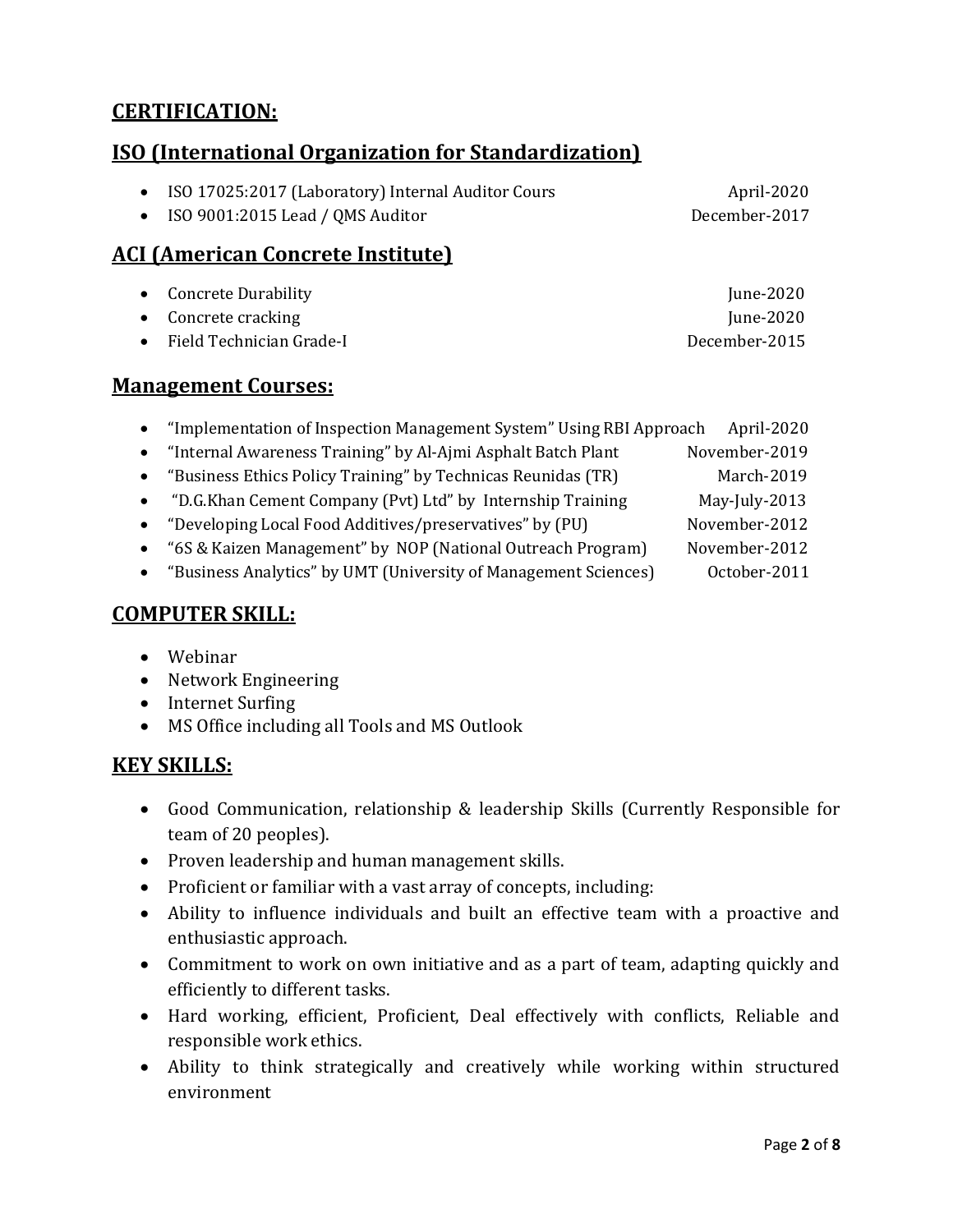## CERTIFICATION:

## ISO (International Organization for Standardization)

- ISO 17025:2017 (Laboratory) Internal Auditor Cours — April-2020
- ISO 9001:2015 Lead / QMS Auditor — December-2017

## ACI (American Concrete Institute)

- Concrete Durability — June-2020
- Concrete cracking — June-2020
- Field Technician Grade-I — December-2015

## Management Courses:

- "Implementation of Inspection Management System" Using RBI Approach — April-2020
- "Internal Awareness Training" by Al-Ajmi Asphalt Batch Plant — November-2019
- "Business Ethics Policy Training" by Technicas Reunidas (TR) — March-2019
- "D.G.Khan Cement Company (Pvt) Ltd" by Internship Training — May-July-2013
- "Developing Local Food Additives/preservatives" by (PU) — November-2012
- "6S & Kaizen Management" by NOP (National Outreach Program) — November-2012
- "Business Analytics" by UMT (University of Management Sciences) — October-2011

## COMPUTER SKILL:

- Webinar
- Network Engineering
- Internet Surfing
- MS Office including all Tools and MS Outlook

## KEY SKILLS:

- Good Communication, relationship & leadership Skills (Currently Responsible for team of 20 peoples).
- Proven leadership and human management skills.
- Proficient or familiar with a vast array of concepts, including:
- Ability to influence individuals and built an effective team with a proactive and enthusiastic approach.
- Commitment to work on own initiative and as a part of team, adapting quickly and efficiently to different tasks.
- Hard working, efficient, Proficient, Deal effectively with conflicts, Reliable and responsible work ethics.
- Ability to think strategically and creatively while working within structured environment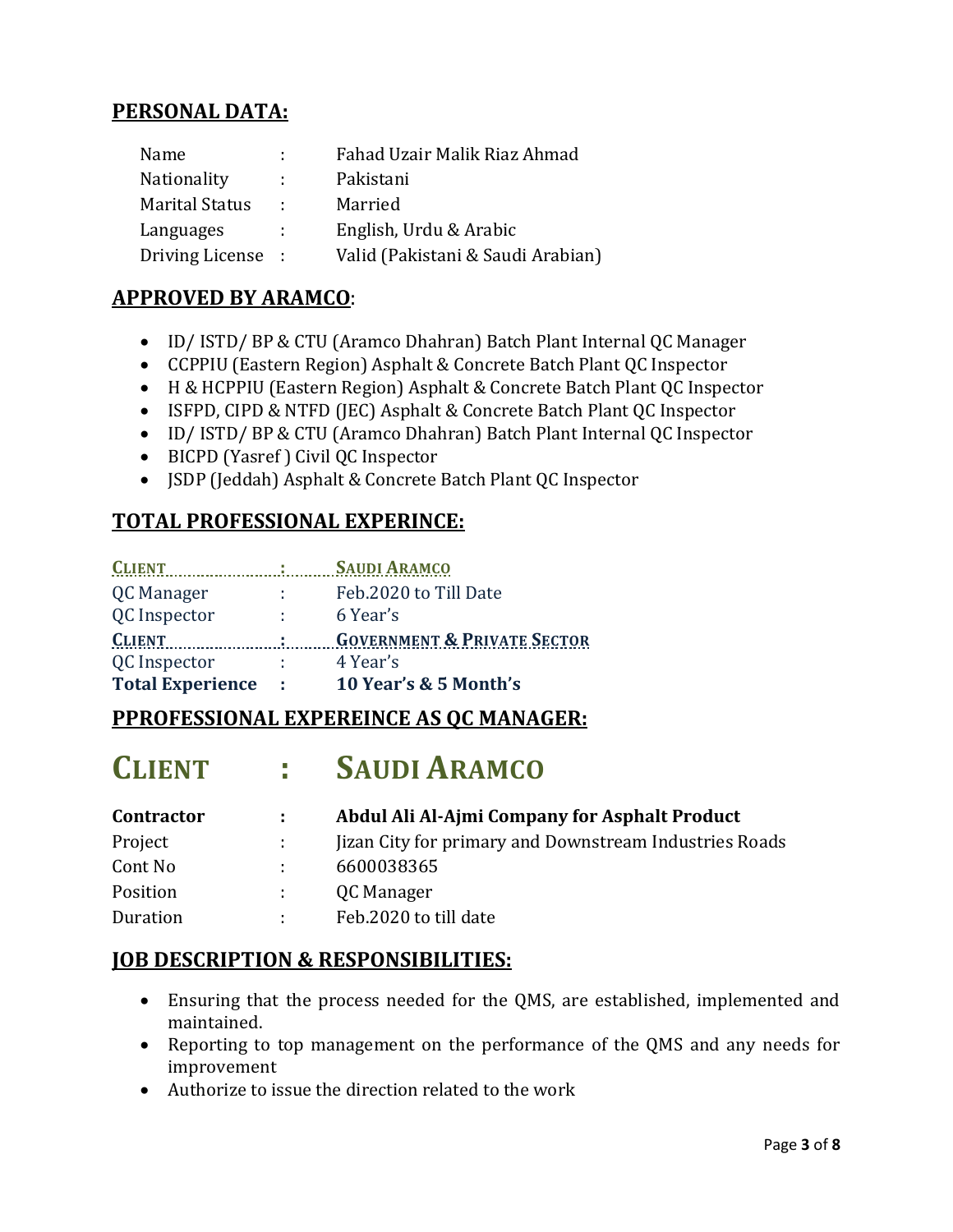## PERSONAL DATA:

| | | |
|---|---|---|
| Name | : | Fahad Uzair Malik Riaz Ahmad |
| Nationality | : | Pakistani |
| Marital Status | : | Married |
| Languages | : | English, Urdu & Arabic |
| Driving License | : | Valid (Pakistani & Saudi Arabian) |

## APPROVED BY ARAMCO:

- ID/ ISTD/ BP & CTU (Aramco Dhahran) Batch Plant Internal QC Manager
- CCPPIU (Eastern Region) Asphalt & Concrete Batch Plant QC Inspector
- H & HCPPIU (Eastern Region) Asphalt & Concrete Batch Plant QC Inspector
- ISFPD, CIPD & NTFD (JEC) Asphalt & Concrete Batch Plant QC Inspector
- ID/ ISTD/ BP & CTU (Aramco Dhahran) Batch Plant Internal QC Inspector
- BICPD (Yasref ) Civil QC Inspector
- JSDP (Jeddah) Asphalt & Concrete Batch Plant QC Inspector

## TOTAL PROFESSIONAL EXPERINCE:

| | | |
|---|---|---|
| **CLIENT** | **:** | **SAUDI ARAMCO** |
| QC Manager | : | Feb.2020 to Till Date |
| QC Inspector | : | 6 Year's |
| **CLIENT** | **:** | **GOVERNMENT & PRIVATE SECTOR** |
| QC Inspector | : | 4 Year's |
| **Total Experience** | **:** | **10 Year's & 5 Month's** |

## PPROFESSIONAL EXPEREINCE AS QC MANAGER:

# CLIENT : SAUDI ARAMCO

| | | |
|---|---|---|
| **Contractor** | **:** | **Abdul Ali Al-Ajmi Company for Asphalt Product** |
| Project | : | Jizan City for primary and Downstream Industries Roads |
| Cont No | : | 6600038365 |
| Position | : | QC Manager |
| Duration | : | Feb.2020 to till date |

## JOB DESCRIPTION & RESPONSIBILITIES:

- Ensuring that the process needed for the QMS, are established, implemented and maintained.
- Reporting to top management on the performance of the QMS and any needs for improvement
- Authorize to issue the direction related to the work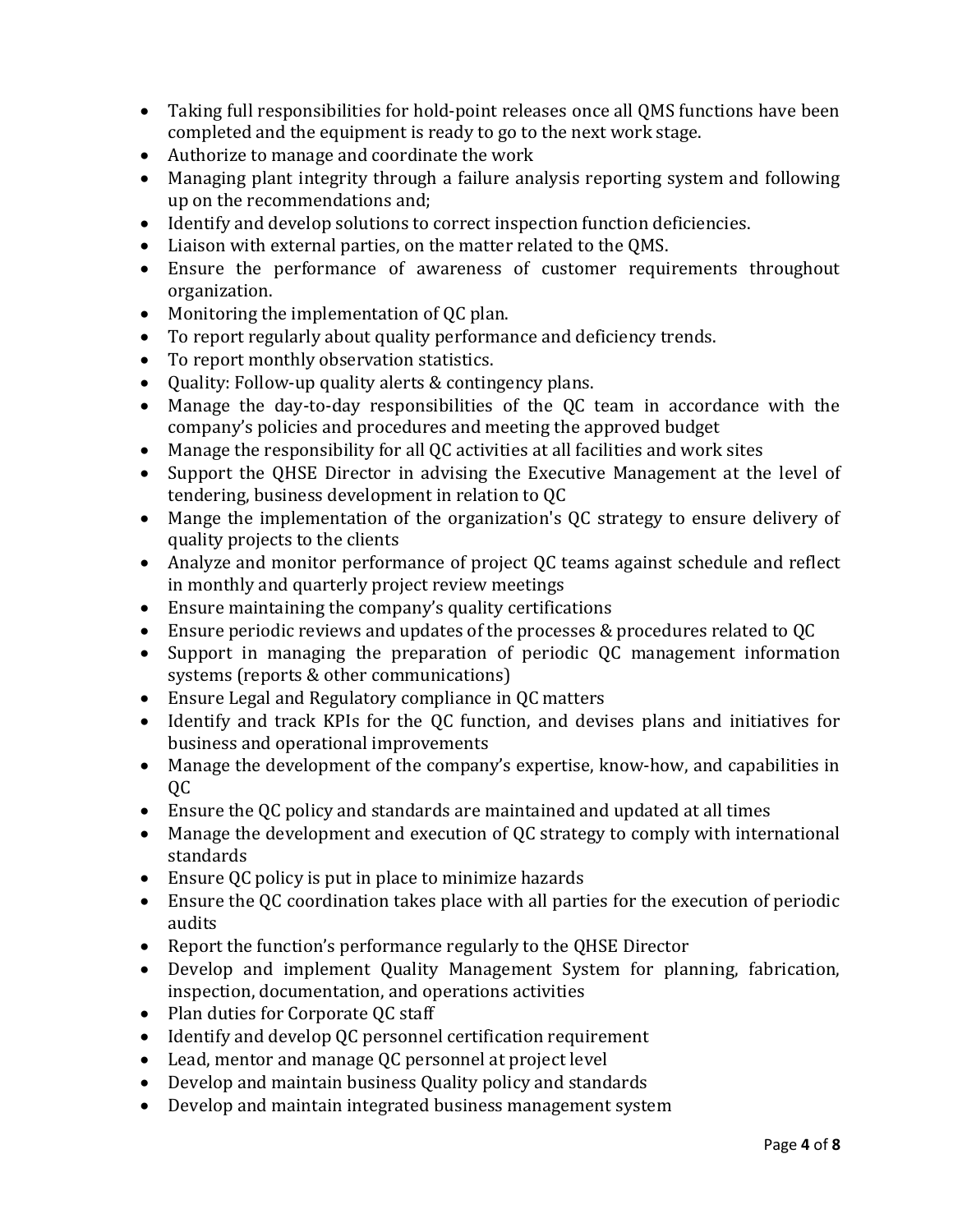- Taking full responsibilities for hold-point releases once all QMS functions have been completed and the equipment is ready to go to the next work stage.
- Authorize to manage and coordinate the work
- Managing plant integrity through a failure analysis reporting system and following up on the recommendations and;
- Identify and develop solutions to correct inspection function deficiencies.
- Liaison with external parties, on the matter related to the QMS.
- Ensure the performance of awareness of customer requirements throughout organization.
- Monitoring the implementation of QC plan.
- To report regularly about quality performance and deficiency trends.
- To report monthly observation statistics.
- Quality: Follow-up quality alerts & contingency plans.
- Manage the day-to-day responsibilities of the QC team in accordance with the company's policies and procedures and meeting the approved budget
- Manage the responsibility for all QC activities at all facilities and work sites
- Support the QHSE Director in advising the Executive Management at the level of tendering, business development in relation to QC
- Mange the implementation of the organization's QC strategy to ensure delivery of quality projects to the clients
- Analyze and monitor performance of project QC teams against schedule and reflect in monthly and quarterly project review meetings
- Ensure maintaining the company's quality certifications
- Ensure periodic reviews and updates of the processes & procedures related to QC
- Support in managing the preparation of periodic QC management information systems (reports & other communications)
- Ensure Legal and Regulatory compliance in QC matters
- Identify and track KPIs for the QC function, and devises plans and initiatives for business and operational improvements
- Manage the development of the company's expertise, know-how, and capabilities in QC
- Ensure the QC policy and standards are maintained and updated at all times
- Manage the development and execution of QC strategy to comply with international standards
- Ensure QC policy is put in place to minimize hazards
- Ensure the QC coordination takes place with all parties for the execution of periodic audits
- Report the function's performance regularly to the QHSE Director
- Develop and implement Quality Management System for planning, fabrication, inspection, documentation, and operations activities
- Plan duties for Corporate QC staff
- Identify and develop QC personnel certification requirement
- Lead, mentor and manage QC personnel at project level
- Develop and maintain business Quality policy and standards
- Develop and maintain integrated business management system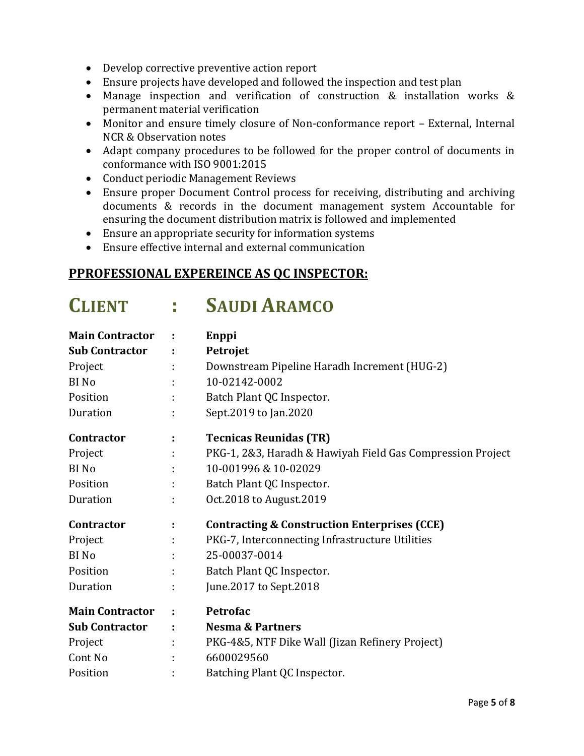- Develop corrective preventive action report
- Ensure projects have developed and followed the inspection and test plan
- Manage inspection and verification of construction & installation works & permanent material verification
- Monitor and ensure timely closure of Non-conformance report – External, Internal NCR & Observation notes
- Adapt company procedures to be followed for the proper control of documents in conformance with ISO 9001:2015
- Conduct periodic Management Reviews
- Ensure proper Document Control process for receiving, distributing and archiving documents & records in the document management system Accountable for ensuring the document distribution matrix is followed and implemented
- Ensure an appropriate security for information systems
- Ensure effective internal and external communication

## PPROFESSIONAL EXPEREINCE AS QC INSPECTOR:

# CLIENT : SAUDI ARAMCO

**Main Contractor** : **Enppi**
**Sub Contractor** : **Petrojet**
Project : Downstream Pipeline Haradh Increment (HUG-2)
BI No : 10-02142-0002
Position : Batch Plant QC Inspector.
Duration : Sept.2019 to Jan.2020

**Contractor** : **Tecnicas Reunidas (TR)**
Project : PKG-1, 2&3, Haradh & Hawiyah Field Gas Compression Project
BI No : 10-001996 & 10-02029
Position : Batch Plant QC Inspector.
Duration : Oct.2018 to August.2019

**Contractor** : **Contracting & Construction Enterprises (CCE)**
Project : PKG-7, Interconnecting Infrastructure Utilities
BI No : 25-00037-0014
Position : Batch Plant QC Inspector.
Duration : June.2017 to Sept.2018

**Main Contractor** : **Petrofac**
**Sub Contractor** : **Nesma & Partners**
Project : PKG-4&5, NTF Dike Wall (Jizan Refinery Project)
Cont No : 6600029560
Position : Batching Plant QC Inspector.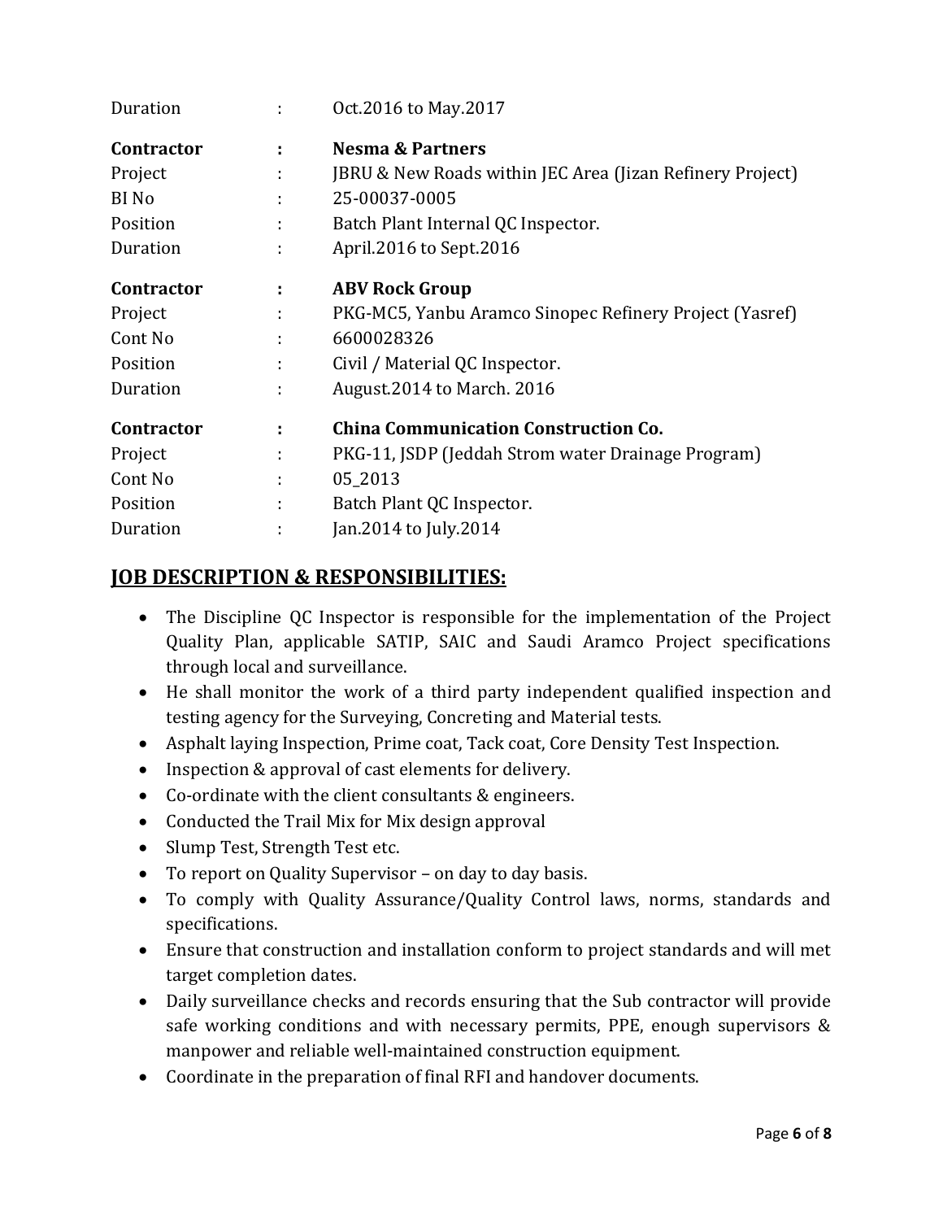| | | |
|---|---|---|
| Duration | : | Oct.2016 to May.2017 |
| **Contractor** | **:** | **Nesma & Partners** |
| Project | : | JBRU & New Roads within JEC Area (Jizan Refinery Project) |
| BI No | : | 25-00037-0005 |
| Position | : | Batch Plant Internal QC Inspector. |
| Duration | : | April.2016 to Sept.2016 |
| **Contractor** | **:** | **ABV Rock Group** |
| Project | : | PKG-MC5, Yanbu Aramco Sinopec Refinery Project (Yasref) |
| Cont No | : | 6600028326 |
| Position | : | Civil / Material QC Inspector. |
| Duration | : | August.2014 to March. 2016 |
| **Contractor** | **:** | **China Communication Construction Co.** |
| Project | : | PKG-11, JSDP (Jeddah Strom water Drainage Program) |
| Cont No | : | 05_2013 |
| Position | : | Batch Plant QC Inspector. |
| Duration | : | Jan.2014 to July.2014 |

## JOB DESCRIPTION & RESPONSIBILITIES:

- The Discipline QC Inspector is responsible for the implementation of the Project Quality Plan, applicable SATIP, SAIC and Saudi Aramco Project specifications through local and surveillance.
- He shall monitor the work of a third party independent qualified inspection and testing agency for the Surveying, Concreting and Material tests.
- Asphalt laying Inspection, Prime coat, Tack coat, Core Density Test Inspection.
- Inspection & approval of cast elements for delivery.
- Co-ordinate with the client consultants & engineers.
- Conducted the Trail Mix for Mix design approval
- Slump Test, Strength Test etc.
- To report on Quality Supervisor – on day to day basis.
- To comply with Quality Assurance/Quality Control laws, norms, standards and specifications.
- Ensure that construction and installation conform to project standards and will met target completion dates.
- Daily surveillance checks and records ensuring that the Sub contractor will provide safe working conditions and with necessary permits, PPE, enough supervisors & manpower and reliable well-maintained construction equipment.
- Coordinate in the preparation of final RFI and handover documents.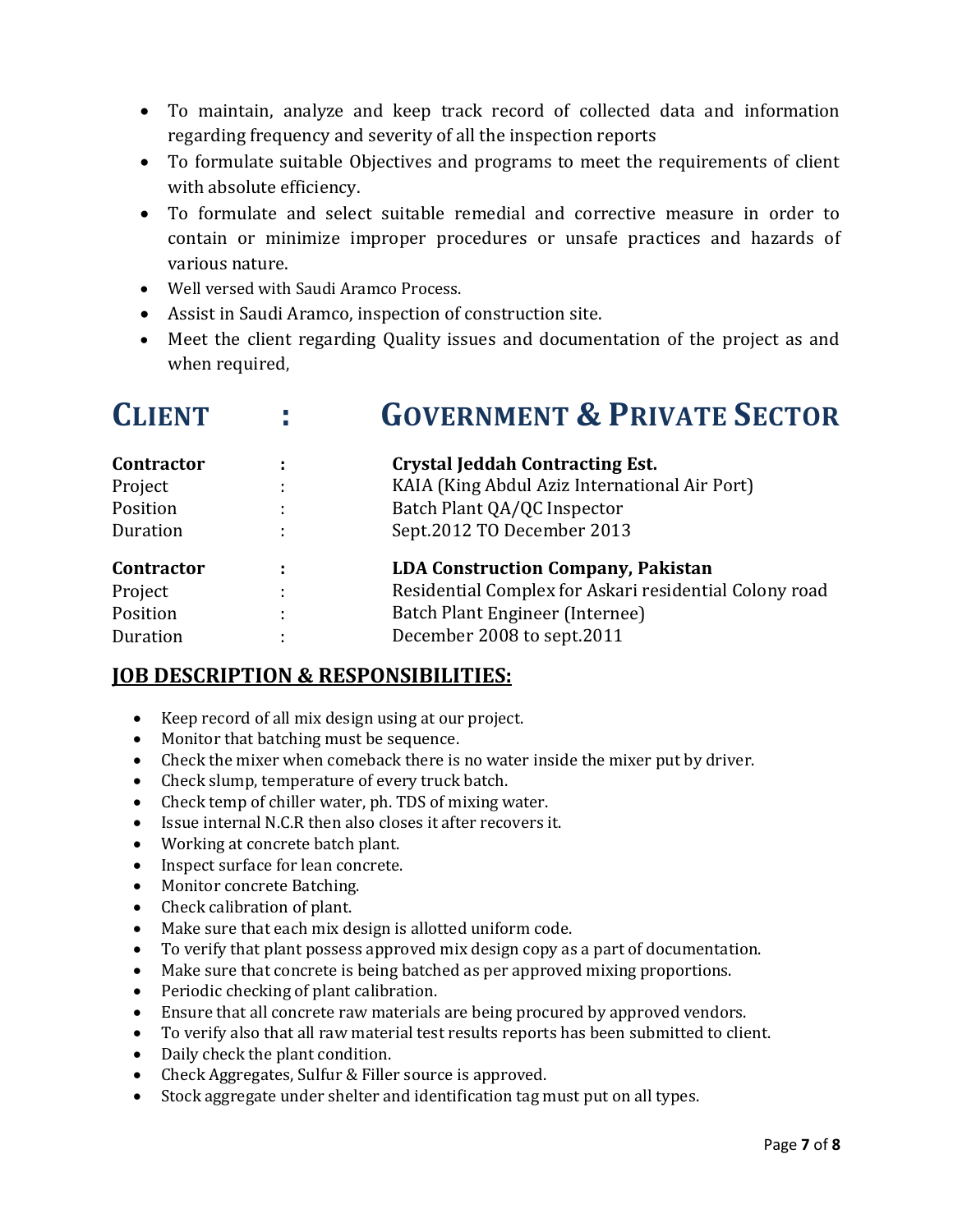- To maintain, analyze and keep track record of collected data and information regarding frequency and severity of all the inspection reports
- To formulate suitable Objectives and programs to meet the requirements of client with absolute efficiency.
- To formulate and select suitable remedial and corrective measure in order to contain or minimize improper procedures or unsafe practices and hazards of various nature.
- Well versed with Saudi Aramco Process.
- Assist in Saudi Aramco, inspection of construction site.
- Meet the client regarding Quality issues and documentation of the project as and when required,

# CLIENT : GOVERNMENT & PRIVATE SECTOR

| | | |
|---|---|---|
| **Contractor** | **:** | **Crystal Jeddah Contracting Est.** |
| Project | : | KAIA (King Abdul Aziz International Air Port) |
| Position | : | Batch Plant QA/QC Inspector |
| Duration | : | Sept.2012 TO December 2013 |
| **Contractor** | **:** | **LDA Construction Company, Pakistan** |
| Project | : | Residential Complex for Askari residential Colony road |
| Position | : | Batch Plant Engineer (Internee) |
| Duration | : | December 2008 to sept.2011 |

## JOB DESCRIPTION & RESPONSIBILITIES:

- Keep record of all mix design using at our project.
- Monitor that batching must be sequence.
- Check the mixer when comeback there is no water inside the mixer put by driver.
- Check slump, temperature of every truck batch.
- Check temp of chiller water, ph. TDS of mixing water.
- Issue internal N.C.R then also closes it after recovers it.
- Working at concrete batch plant.
- Inspect surface for lean concrete.
- Monitor concrete Batching.
- Check calibration of plant.
- Make sure that each mix design is allotted uniform code.
- To verify that plant possess approved mix design copy as a part of documentation.
- Make sure that concrete is being batched as per approved mixing proportions.
- Periodic checking of plant calibration.
- Ensure that all concrete raw materials are being procured by approved vendors.
- To verify also that all raw material test results reports has been submitted to client.
- Daily check the plant condition.
- Check Aggregates, Sulfur & Filler source is approved.
- Stock aggregate under shelter and identification tag must put on all types.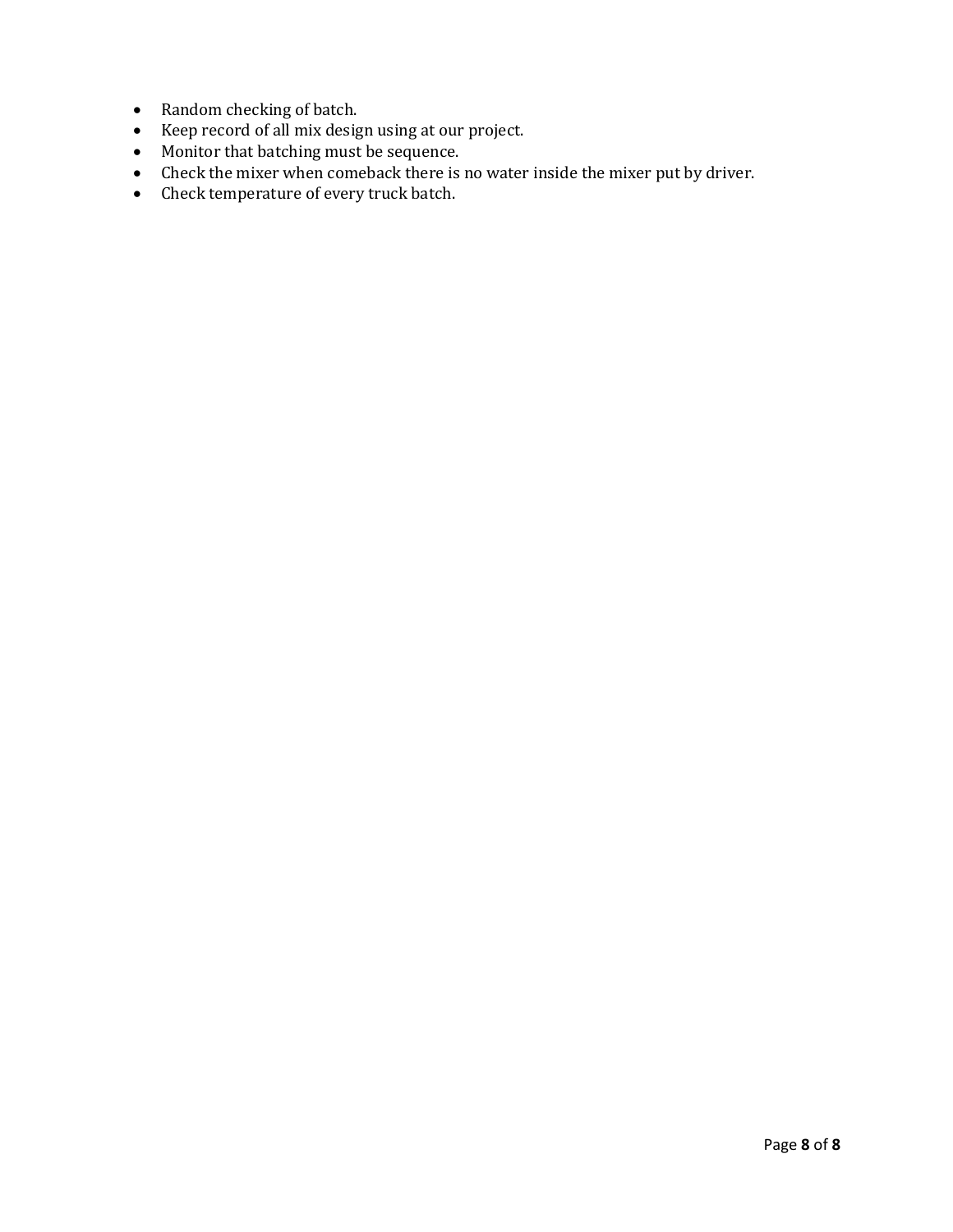- Random checking of batch.
- Keep record of all mix design using at our project.
- Monitor that batching must be sequence.
- Check the mixer when comeback there is no water inside the mixer put by driver.
- Check temperature of every truck batch.